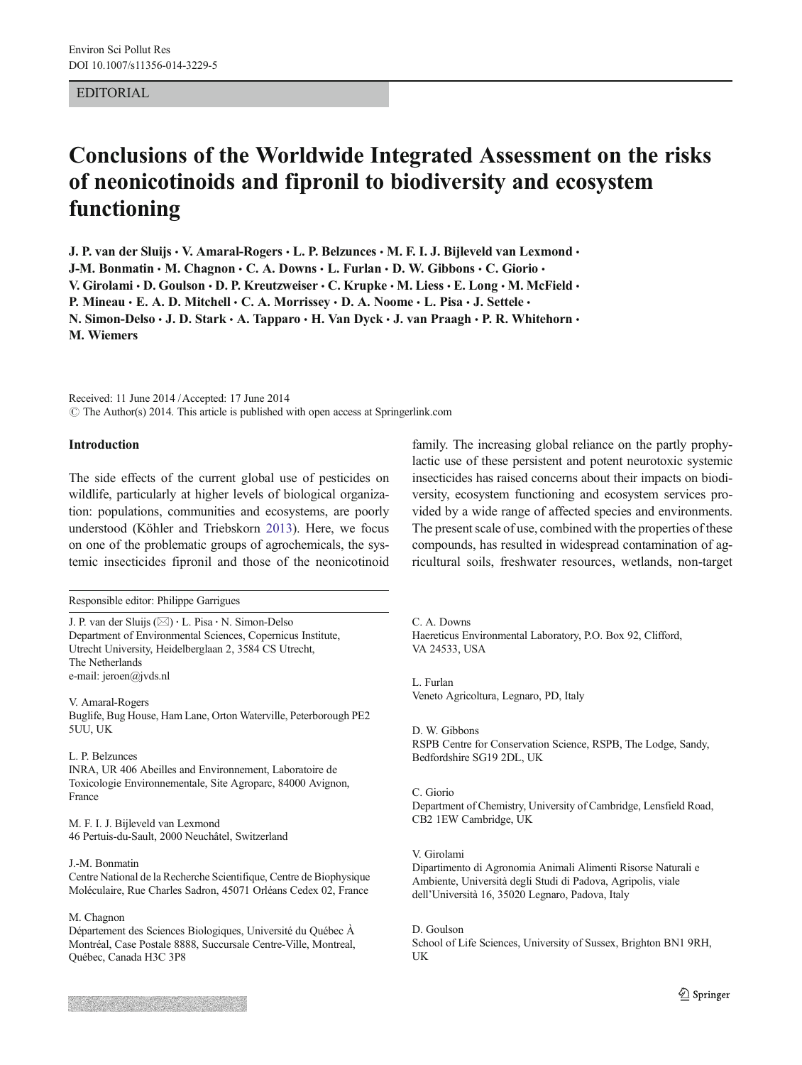EDITORIAL

# Conclusions of the Worldwide Integrated Assessment on the risks of neonicotinoids and fipronil to biodiversity and ecosystem functioning

**J. P. van der Sluijs · V. Amaral-Rogers · L. P. Belzunces · M. F. I. J. Bijleveld van Lexmond · J-M. Bonmatin · M. Chagnon · C. A. Downs · L. Furlan · D. W. Gibbons · C. Giorio · V. Girolami · D. Goulson · D. P. Kreutzweiser · C. Krupke · M. Liess · E. Long · M. McField · P. Mineau · E. A. D. Mitchell · C. A. Morrissey · D. A. Noome · L. Pisa · J. Settele · N. Simon-Delso · J. D. Stark · A. Tapparo · H. Van Dyck · J. van Praagh · P. R. Whitehorn · M. Wiemers**

Received: 11 June 2014 / Accepted: 17 June 2014
© The Author(s) 2014. This article is published with open access at Springerlink.com

## Introduction

The side effects of the current global use of pesticides on wildlife, particularly at higher levels of biological organization: populations, communities and ecosystems, are poorly understood (Köhler and Triebskorn 2013). Here, we focus on one of the problematic groups of agrochemicals, the systemic insecticides fipronil and those of the neonicotinoid family. The increasing global reliance on the partly prophylactic use of these persistent and potent neurotoxic systemic insecticides has raised concerns about their impacts on biodiversity, ecosystem functioning and ecosystem services provided by a wide range of affected species and environments. The present scale of use, combined with the properties of these compounds, has resulted in widespread contamination of agricultural soils, freshwater resources, wetlands, non-target

Responsible editor: Philippe Garrigues

J. P. van der Sluijs (✉) · L. Pisa · N. Simon-Delso
Department of Environmental Sciences, Copernicus Institute, Utrecht University, Heidelberglaan 2, 3584 CS Utrecht, The Netherlands
e-mail: jeroen@jvds.nl

V. Amaral-Rogers
Buglife, Bug House, Ham Lane, Orton Waterville, Peterborough PE2 5UU, UK

L. P. Belzunces
INRA, UR 406 Abeilles and Environnement, Laboratoire de Toxicologie Environnementale, Site Agroparc, 84000 Avignon, France

M. F. I. J. Bijleveld van Lexmond
46 Pertuis-du-Sault, 2000 Neuchâtel, Switzerland

J.-M. Bonmatin
Centre National de la Recherche Scientifique, Centre de Biophysique Moléculaire, Rue Charles Sadron, 45071 Orléans Cedex 02, France

M. Chagnon
Département des Sciences Biologiques, Université du Québec À Montréal, Case Postale 8888, Succursale Centre-Ville, Montreal, Québec, Canada H3C 3P8

C. A. Downs
Haereticus Environmental Laboratory, P.O. Box 92, Clifford, VA 24533, USA

L. Furlan
Veneto Agricoltura, Legnaro, PD, Italy

D. W. Gibbons
RSPB Centre for Conservation Science, RSPB, The Lodge, Sandy, Bedfordshire SG19 2DL, UK

C. Giorio
Department of Chemistry, University of Cambridge, Lensfield Road, CB2 1EW Cambridge, UK

V. Girolami
Dipartimento di Agronomia Animali Alimenti Risorse Naturali e Ambiente, Università degli Studi di Padova, Agripolis, viale dell'Università 16, 35020 Legnaro, Padova, Italy

D. Goulson
School of Life Sciences, University of Sussex, Brighton BN1 9RH, UK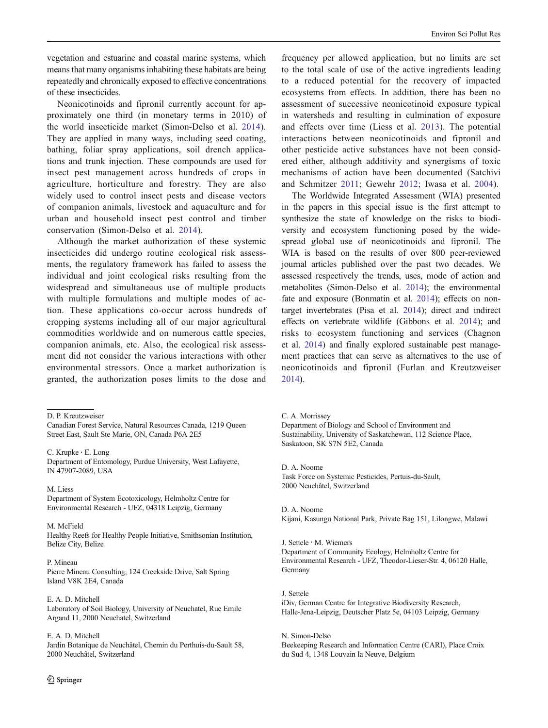vegetation and estuarine and coastal marine systems, which means that many organisms inhabiting these habitats are being repeatedly and chronically exposed to effective concentrations of these insecticides.

Neonicotinoids and fipronil currently account for approximately one third (in monetary terms in 2010) of the world insecticide market (Simon-Delso et al. 2014). They are applied in many ways, including seed coating, bathing, foliar spray applications, soil drench applications and trunk injection. These compounds are used for insect pest management across hundreds of crops in agriculture, horticulture and forestry. They are also widely used to control insect pests and disease vectors of companion animals, livestock and aquaculture and for urban and household insect pest control and timber conservation (Simon-Delso et al. 2014).

Although the market authorization of these systemic insecticides did undergo routine ecological risk assessments, the regulatory framework has failed to assess the individual and joint ecological risks resulting from the widespread and simultaneous use of multiple products with multiple formulations and multiple modes of action. These applications co-occur across hundreds of cropping systems including all of our major agricultural commodities worldwide and on numerous cattle species, companion animals, etc. Also, the ecological risk assessment did not consider the various interactions with other environmental stressors. Once a market authorization is granted, the authorization poses limits to the dose and frequency per allowed application, but no limits are set to the total scale of use of the active ingredients leading to a reduced potential for the recovery of impacted ecosystems from effects. In addition, there has been no assessment of successive neonicotinoid exposure typical in watersheds and resulting in culmination of exposure and effects over time (Liess et al. 2013). The potential interactions between neonicotinoids and fipronil and other pesticide active substances have not been considered either, although additivity and synergisms of toxic mechanisms of action have been documented (Satchivi and Schmitzer 2011; Gewehr 2012; Iwasa et al. 2004).

The Worldwide Integrated Assessment (WIA) presented in the papers in this special issue is the first attempt to synthesize the state of knowledge on the risks to biodiversity and ecosystem functioning posed by the widespread global use of neonicotinoids and fipronil. The WIA is based on the results of over 800 peer-reviewed journal articles published over the past two decades. We assessed respectively the trends, uses, mode of action and metabolites (Simon-Delso et al. 2014); the environmental fate and exposure (Bonmatin et al. 2014); effects on non-target invertebrates (Pisa et al. 2014); direct and indirect effects on vertebrate wildlife (Gibbons et al. 2014); and risks to ecosystem functioning and services (Chagnon et al. 2014) and finally explored sustainable pest management practices that can serve as alternatives to the use of neonicotinoids and fipronil (Furlan and Kreutzweiser 2014).

---

D. P. Kreutzweiser
Canadian Forest Service, Natural Resources Canada, 1219 Queen Street East, Sault Ste Marie, ON, Canada P6A 2E5

C. Krupke · E. Long
Department of Entomology, Purdue University, West Lafayette, IN 47907-2089, USA

M. Liess
Department of System Ecotoxicology, Helmholtz Centre for Environmental Research - UFZ, 04318 Leipzig, Germany

M. McField
Healthy Reefs for Healthy People Initiative, Smithsonian Institution, Belize City, Belize

P. Mineau
Pierre Mineau Consulting, 124 Creekside Drive, Salt Spring Island V8K 2E4, Canada

E. A. D. Mitchell
Laboratory of Soil Biology, University of Neuchatel, Rue Emile Argand 11, 2000 Neuchatel, Switzerland

E. A. D. Mitchell
Jardin Botanique de Neuchâtel, Chemin du Perthuis-du-Sault 58, 2000 Neuchâtel, Switzerland

C. A. Morrissey
Department of Biology and School of Environment and Sustainability, University of Saskatchewan, 112 Science Place, Saskatoon, SK S7N 5E2, Canada

D. A. Noome
Task Force on Systemic Pesticides, Pertuis-du-Sault, 2000 Neuchâtel, Switzerland

D. A. Noome
Kijani, Kasungu National Park, Private Bag 151, Lilongwe, Malawi

J. Settele · M. Wiemers
Department of Community Ecology, Helmholtz Centre for Environmental Research - UFZ, Theodor-Lieser-Str. 4, 06120 Halle, Germany

J. Settele
iDiv, German Centre for Integrative Biodiversity Research, Halle-Jena-Leipzig, Deutscher Platz 5e, 04103 Leipzig, Germany

N. Simon-Delso
Beekeeping Research and Information Centre (CARI), Place Croix du Sud 4, 1348 Louvain la Neuve, Belgium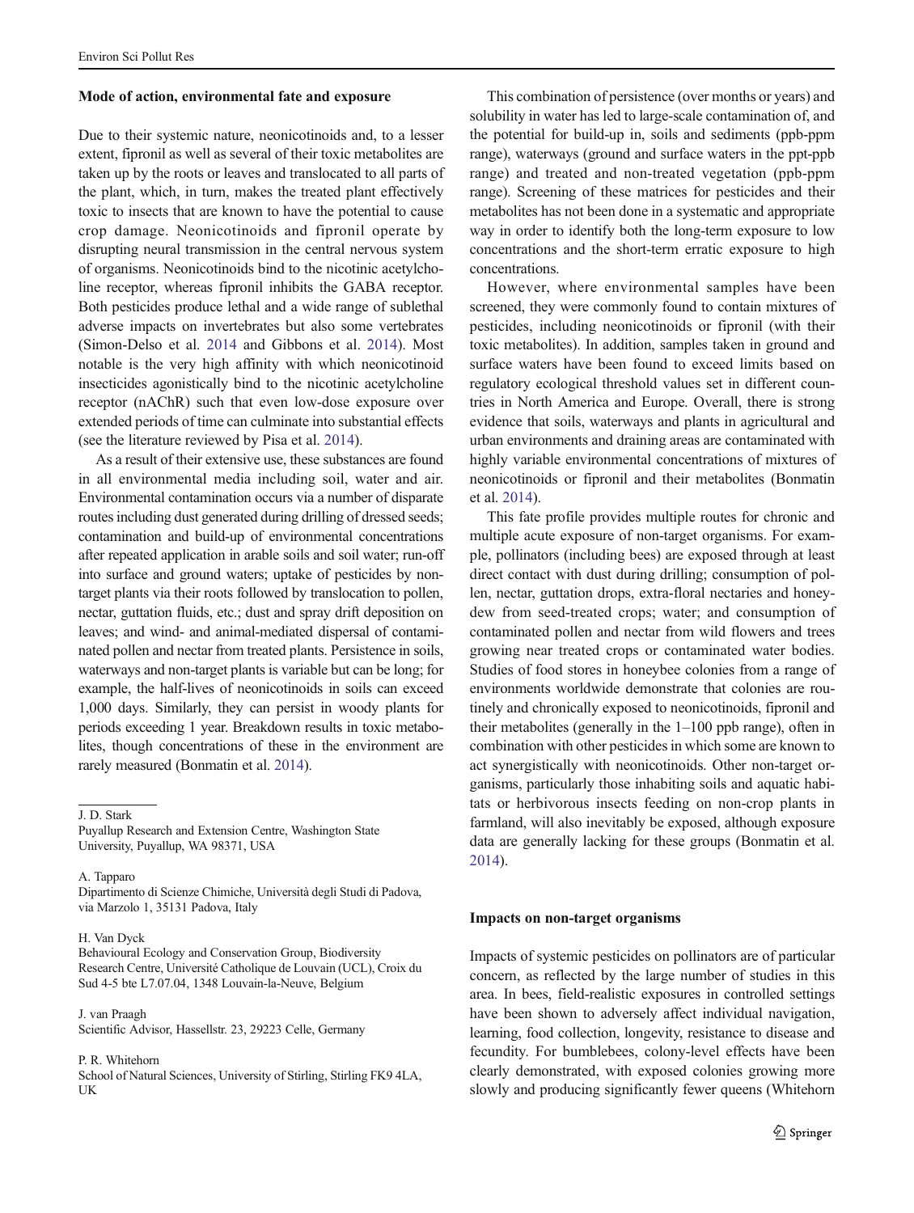### Mode of action, environmental fate and exposure

Due to their systemic nature, neonicotinoids and, to a lesser extent, fipronil as well as several of their toxic metabolites are taken up by the roots or leaves and translocated to all parts of the plant, which, in turn, makes the treated plant effectively toxic to insects that are known to have the potential to cause crop damage. Neonicotinoids and fipronil operate by disrupting neural transmission in the central nervous system of organisms. Neonicotinoids bind to the nicotinic acetylcholine receptor, whereas fipronil inhibits the GABA receptor. Both pesticides produce lethal and a wide range of sublethal adverse impacts on invertebrates but also some vertebrates (Simon-Delso et al. 2014 and Gibbons et al. 2014). Most notable is the very high affinity with which neonicotinoid insecticides agonistically bind to the nicotinic acetylcholine receptor (nAChR) such that even low-dose exposure over extended periods of time can culminate into substantial effects (see the literature reviewed by Pisa et al. 2014).

As a result of their extensive use, these substances are found in all environmental media including soil, water and air. Environmental contamination occurs via a number of disparate routes including dust generated during drilling of dressed seeds; contamination and build-up of environmental concentrations after repeated application in arable soils and soil water; run-off into surface and ground waters; uptake of pesticides by non-target plants via their roots followed by translocation to pollen, nectar, guttation fluids, etc.; dust and spray drift deposition on leaves; and wind- and animal-mediated dispersal of contaminated pollen and nectar from treated plants. Persistence in soils, waterways and non-target plants is variable but can be long; for example, the half-lives of neonicotinoids in soils can exceed 1,000 days. Similarly, they can persist in woody plants for periods exceeding 1 year. Breakdown results in toxic metabolites, though concentrations of these in the environment are rarely measured (Bonmatin et al. 2014).

This combination of persistence (over months or years) and solubility in water has led to large-scale contamination of, and the potential for build-up in, soils and sediments (ppb-ppm range), waterways (ground and surface waters in the ppt-ppb range) and treated and non-treated vegetation (ppb-ppm range). Screening of these matrices for pesticides and their metabolites has not been done in a systematic and appropriate way in order to identify both the long-term exposure to low concentrations and the short-term erratic exposure to high concentrations.

However, where environmental samples have been screened, they were commonly found to contain mixtures of pesticides, including neonicotinoids or fipronil (with their toxic metabolites). In addition, samples taken in ground and surface waters have been found to exceed limits based on regulatory ecological threshold values set in different countries in North America and Europe. Overall, there is strong evidence that soils, waterways and plants in agricultural and urban environments and draining areas are contaminated with highly variable environmental concentrations of mixtures of neonicotinoids or fipronil and their metabolites (Bonmatin et al. 2014).

This fate profile provides multiple routes for chronic and multiple acute exposure of non-target organisms. For example, pollinators (including bees) are exposed through at least direct contact with dust during drilling; consumption of pollen, nectar, guttation drops, extra-floral nectaries and honeydew from seed-treated crops; water; and consumption of contaminated pollen and nectar from wild flowers and trees growing near treated crops or contaminated water bodies. Studies of food stores in honeybee colonies from a range of environments worldwide demonstrate that colonies are routinely and chronically exposed to neonicotinoids, fipronil and their metabolites (generally in the 1–100 ppb range), often in combination with other pesticides in which some are known to act synergistically with neonicotinoids. Other non-target organisms, particularly those inhabiting soils and aquatic habitats or herbivorous insects feeding on non-crop plants in farmland, will also inevitably be exposed, although exposure data are generally lacking for these groups (Bonmatin et al. 2014).

### Impacts on non-target organisms

Impacts of systemic pesticides on pollinators are of particular concern, as reflected by the large number of studies in this area. In bees, field-realistic exposures in controlled settings have been shown to adversely affect individual navigation, learning, food collection, longevity, resistance to disease and fecundity. For bumblebees, colony-level effects have been clearly demonstrated, with exposed colonies growing more slowly and producing significantly fewer queens (Whitehorn

---

J. D. Stark
Puyallup Research and Extension Centre, Washington State University, Puyallup, WA 98371, USA

A. Tapparo
Dipartimento di Scienze Chimiche, Università degli Studi di Padova, via Marzolo 1, 35131 Padova, Italy

H. Van Dyck
Behavioural Ecology and Conservation Group, Biodiversity Research Centre, Université Catholique de Louvain (UCL), Croix du Sud 4-5 bte L7.07.04, 1348 Louvain-la-Neuve, Belgium

J. van Praagh
Scientific Advisor, Hassellstr. 23, 29223 Celle, Germany

P. R. Whitehorn
School of Natural Sciences, University of Stirling, Stirling FK9 4LA, UK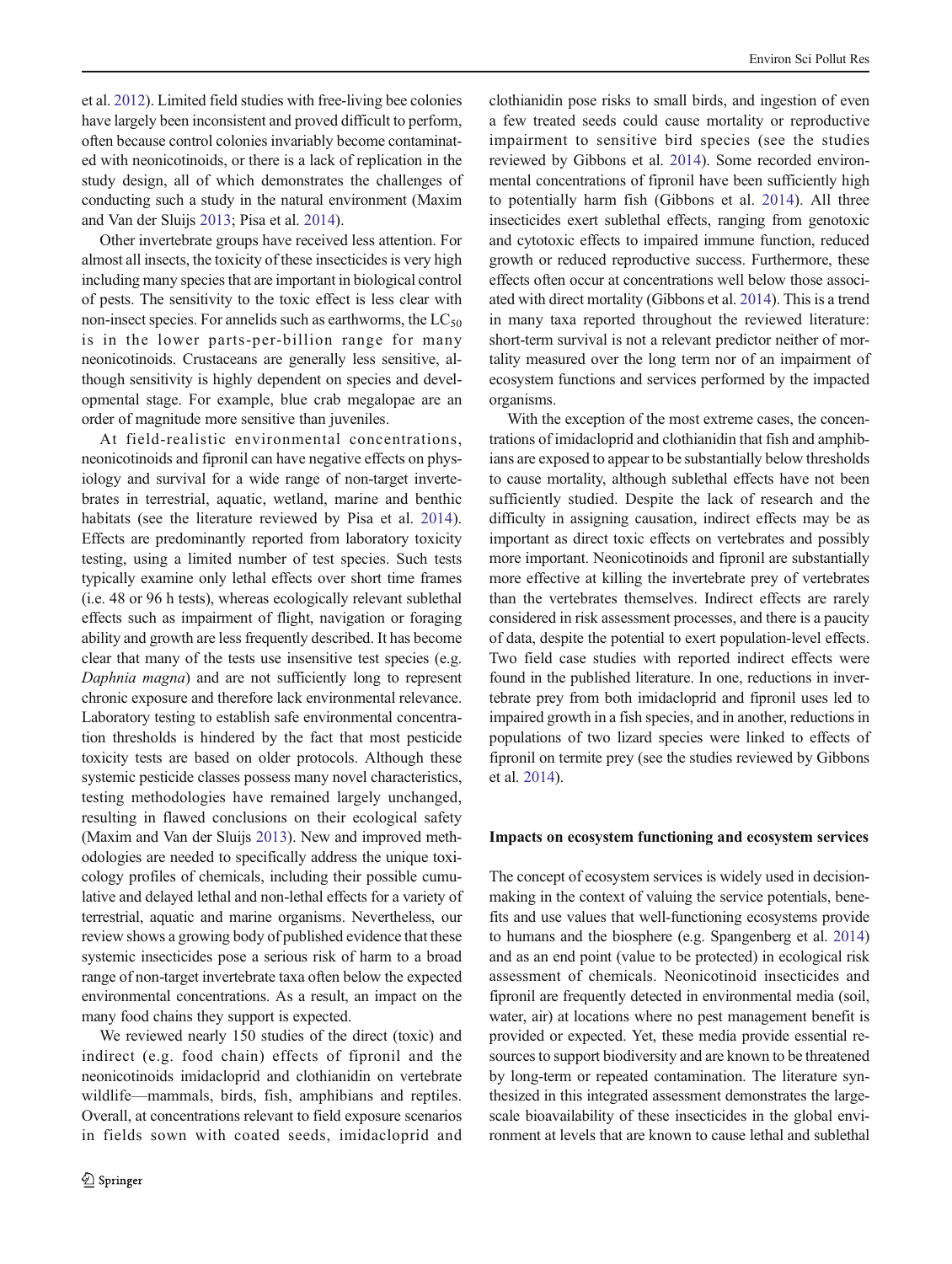et al. 2012). Limited field studies with free-living bee colonies have largely been inconsistent and proved difficult to perform, often because control colonies invariably become contaminated with neonicotinoids, or there is a lack of replication in the study design, all of which demonstrates the challenges of conducting such a study in the natural environment (Maxim and Van der Sluijs 2013; Pisa et al. 2014).

Other invertebrate groups have received less attention. For almost all insects, the toxicity of these insecticides is very high including many species that are important in biological control of pests. The sensitivity to the toxic effect is less clear with non-insect species. For annelids such as earthworms, the $LC_{50}$ is in the lower parts-per-billion range for many neonicotinoids. Crustaceans are generally less sensitive, although sensitivity is highly dependent on species and developmental stage. For example, blue crab megalopae are an order of magnitude more sensitive than juveniles.

At field-realistic environmental concentrations, neonicotinoids and fipronil can have negative effects on physiology and survival for a wide range of non-target invertebrates in terrestrial, aquatic, wetland, marine and benthic habitats (see the literature reviewed by Pisa et al. 2014). Effects are predominantly reported from laboratory toxicity testing, using a limited number of test species. Such tests typically examine only lethal effects over short time frames (i.e. 48 or 96 h tests), whereas ecologically relevant sublethal effects such as impairment of flight, navigation or foraging ability and growth are less frequently described. It has become clear that many of the tests use insensitive test species (e.g. *Daphnia magna*) and are not sufficiently long to represent chronic exposure and therefore lack environmental relevance. Laboratory testing to establish safe environmental concentration thresholds is hindered by the fact that most pesticide toxicity tests are based on older protocols. Although these systemic pesticide classes possess many novel characteristics, testing methodologies have remained largely unchanged, resulting in flawed conclusions on their ecological safety (Maxim and Van der Sluijs 2013). New and improved methodologies are needed to specifically address the unique toxicology profiles of chemicals, including their possible cumulative and delayed lethal and non-lethal effects for a variety of terrestrial, aquatic and marine organisms. Nevertheless, our review shows a growing body of published evidence that these systemic insecticides pose a serious risk of harm to a broad range of non-target invertebrate taxa often below the expected environmental concentrations. As a result, an impact on the many food chains they support is expected.

We reviewed nearly 150 studies of the direct (toxic) and indirect (e.g. food chain) effects of fipronil and the neonicotinoids imidacloprid and clothianidin on vertebrate wildlife—mammals, birds, fish, amphibians and reptiles. Overall, at concentrations relevant to field exposure scenarios in fields sown with coated seeds, imidacloprid and clothianidin pose risks to small birds, and ingestion of even a few treated seeds could cause mortality or reproductive impairment to sensitive bird species (see the studies reviewed by Gibbons et al. 2014). Some recorded environmental concentrations of fipronil have been sufficiently high to potentially harm fish (Gibbons et al. 2014). All three insecticides exert sublethal effects, ranging from genotoxic and cytotoxic effects to impaired immune function, reduced growth or reduced reproductive success. Furthermore, these effects often occur at concentrations well below those associated with direct mortality (Gibbons et al. 2014). This is a trend in many taxa reported throughout the reviewed literature: short-term survival is not a relevant predictor neither of mortality measured over the long term nor of an impairment of ecosystem functions and services performed by the impacted organisms.

With the exception of the most extreme cases, the concentrations of imidacloprid and clothianidin that fish and amphibians are exposed to appear to be substantially below thresholds to cause mortality, although sublethal effects have not been sufficiently studied. Despite the lack of research and the difficulty in assigning causation, indirect effects may be as important as direct toxic effects on vertebrates and possibly more important. Neonicotinoids and fipronil are substantially more effective at killing the invertebrate prey of vertebrates than the vertebrates themselves. Indirect effects are rarely considered in risk assessment processes, and there is a paucity of data, despite the potential to exert population-level effects. Two field case studies with reported indirect effects were found in the published literature. In one, reductions in invertebrate prey from both imidacloprid and fipronil uses led to impaired growth in a fish species, and in another, reductions in populations of two lizard species were linked to effects of fipronil on termite prey (see the studies reviewed by Gibbons et al. 2014).

## Impacts on ecosystem functioning and ecosystem services

The concept of ecosystem services is widely used in decision-making in the context of valuing the service potentials, benefits and use values that well-functioning ecosystems provide to humans and the biosphere (e.g. Spangenberg et al. 2014) and as an end point (value to be protected) in ecological risk assessment of chemicals. Neonicotinoid insecticides and fipronil are frequently detected in environmental media (soil, water, air) at locations where no pest management benefit is provided or expected. Yet, these media provide essential resources to support biodiversity and are known to be threatened by long-term or repeated contamination. The literature synthesized in this integrated assessment demonstrates the large-scale bioavailability of these insecticides in the global environment at levels that are known to cause lethal and sublethal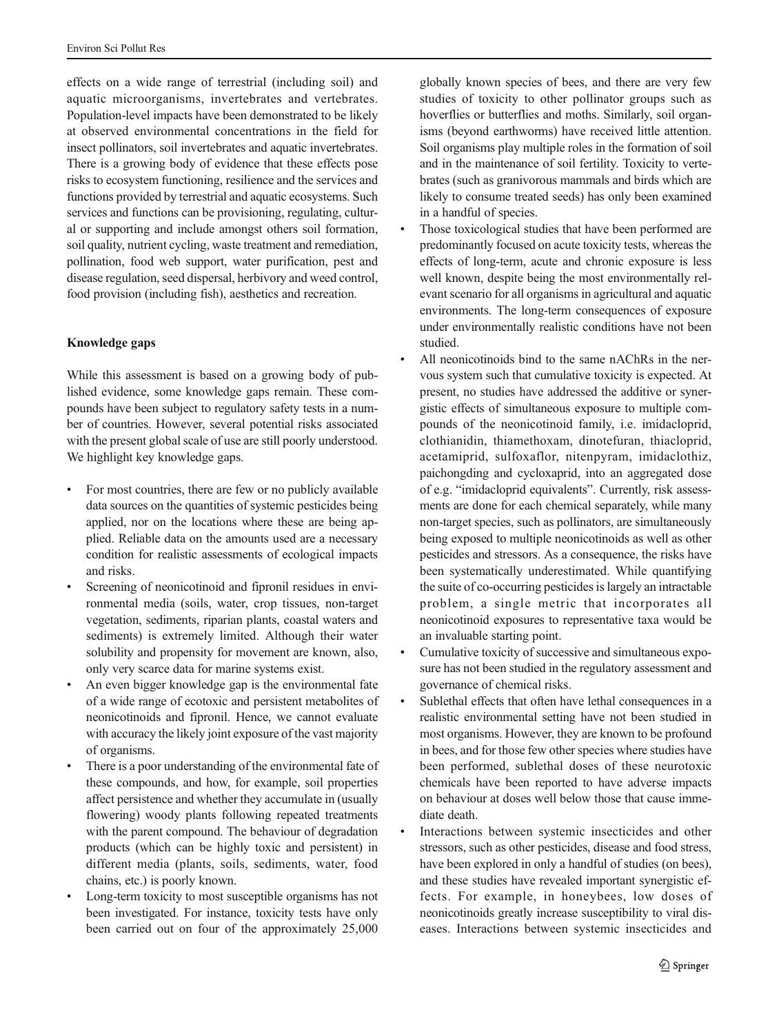effects on a wide range of terrestrial (including soil) and aquatic microorganisms, invertebrates and vertebrates. Population-level impacts have been demonstrated to be likely at observed environmental concentrations in the field for insect pollinators, soil invertebrates and aquatic invertebrates. There is a growing body of evidence that these effects pose risks to ecosystem functioning, resilience and the services and functions provided by terrestrial and aquatic ecosystems. Such services and functions can be provisioning, regulating, cultural or supporting and include amongst others soil formation, soil quality, nutrient cycling, waste treatment and remediation, pollination, food web support, water purification, pest and disease regulation, seed dispersal, herbivory and weed control, food provision (including fish), aesthetics and recreation.

## Knowledge gaps

While this assessment is based on a growing body of published evidence, some knowledge gaps remain. These compounds have been subject to regulatory safety tests in a number of countries. However, several potential risks associated with the present global scale of use are still poorly understood. We highlight key knowledge gaps.

- For most countries, there are few or no publicly available data sources on the quantities of systemic pesticides being applied, nor on the locations where these are being applied. Reliable data on the amounts used are a necessary condition for realistic assessments of ecological impacts and risks.
- Screening of neonicotinoid and fipronil residues in environmental media (soils, water, crop tissues, non-target vegetation, sediments, riparian plants, coastal waters and sediments) is extremely limited. Although their water solubility and propensity for movement are known, also, only very scarce data for marine systems exist.
- An even bigger knowledge gap is the environmental fate of a wide range of ecotoxic and persistent metabolites of neonicotinoids and fipronil. Hence, we cannot evaluate with accuracy the likely joint exposure of the vast majority of organisms.
- There is a poor understanding of the environmental fate of these compounds, and how, for example, soil properties affect persistence and whether they accumulate in (usually flowering) woody plants following repeated treatments with the parent compound. The behaviour of degradation products (which can be highly toxic and persistent) in different media (plants, soils, sediments, water, food chains, etc.) is poorly known.
- Long-term toxicity to most susceptible organisms has not been investigated. For instance, toxicity tests have only been carried out on four of the approximately 25,000 globally known species of bees, and there are very few studies of toxicity to other pollinator groups such as hoverflies or butterflies and moths. Similarly, soil organisms (beyond earthworms) have received little attention. Soil organisms play multiple roles in the formation of soil and in the maintenance of soil fertility. Toxicity to vertebrates (such as granivorous mammals and birds which are likely to consume treated seeds) has only been examined in a handful of species.
- Those toxicological studies that have been performed are predominantly focused on acute toxicity tests, whereas the effects of long-term, acute and chronic exposure is less well known, despite being the most environmentally relevant scenario for all organisms in agricultural and aquatic environments. The long-term consequences of exposure under environmentally realistic conditions have not been studied.
- All neonicotinoids bind to the same nAChRs in the nervous system such that cumulative toxicity is expected. At present, no studies have addressed the additive or synergistic effects of simultaneous exposure to multiple compounds of the neonicotinoid family, i.e. imidacloprid, clothianidin, thiamethoxam, dinotefuran, thiacloprid, acetamiprid, sulfoxaflor, nitenpyram, imidaclothiz, paichongding and cycloxaprid, into an aggregated dose of e.g. "imidacloprid equivalents". Currently, risk assessments are done for each chemical separately, while many non-target species, such as pollinators, are simultaneously being exposed to multiple neonicotinoids as well as other pesticides and stressors. As a consequence, the risks have been systematically underestimated. While quantifying the suite of co-occurring pesticides is largely an intractable problem, a single metric that incorporates all neonicotinoid exposures to representative taxa would be an invaluable starting point.
- Cumulative toxicity of successive and simultaneous exposure has not been studied in the regulatory assessment and governance of chemical risks.
- Sublethal effects that often have lethal consequences in a realistic environmental setting have not been studied in most organisms. However, they are known to be profound in bees, and for those few other species where studies have been performed, sublethal doses of these neurotoxic chemicals have been reported to have adverse impacts on behaviour at doses well below those that cause immediate death.
- Interactions between systemic insecticides and other stressors, such as other pesticides, disease and food stress, have been explored in only a handful of studies (on bees), and these studies have revealed important synergistic effects. For example, in honeybees, low doses of neonicotinoids greatly increase susceptibility to viral diseases. Interactions between systemic insecticides and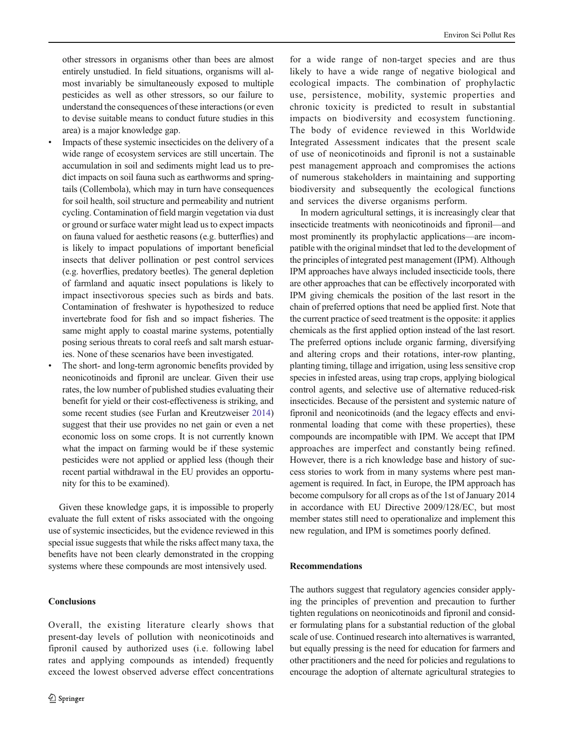other stressors in organisms other than bees are almost entirely unstudied. In field situations, organisms will almost invariably be simultaneously exposed to multiple pesticides as well as other stressors, so our failure to understand the consequences of these interactions (or even to devise suitable means to conduct future studies in this area) is a major knowledge gap.

- Impacts of these systemic insecticides on the delivery of a wide range of ecosystem services are still uncertain. The accumulation in soil and sediments might lead us to predict impacts on soil fauna such as earthworms and springtails (Collembola), which may in turn have consequences for soil health, soil structure and permeability and nutrient cycling. Contamination of field margin vegetation via dust or ground or surface water might lead us to expect impacts on fauna valued for aesthetic reasons (e.g. butterflies) and is likely to impact populations of important beneficial insects that deliver pollination or pest control services (e.g. hoverflies, predatory beetles). The general depletion of farmland and aquatic insect populations is likely to impact insectivorous species such as birds and bats. Contamination of freshwater is hypothesized to reduce invertebrate food for fish and so impact fisheries. The same might apply to coastal marine systems, potentially posing serious threats to coral reefs and salt marsh estuaries. None of these scenarios have been investigated.
- The short- and long-term agronomic benefits provided by neonicotinoids and fipronil are unclear. Given their use rates, the low number of published studies evaluating their benefit for yield or their cost-effectiveness is striking, and some recent studies (see Furlan and Kreutzweiser 2014) suggest that their use provides no net gain or even a net economic loss on some crops. It is not currently known what the impact on farming would be if these systemic pesticides were not applied or applied less (though their recent partial withdrawal in the EU provides an opportunity for this to be examined).

Given these knowledge gaps, it is impossible to properly evaluate the full extent of risks associated with the ongoing use of systemic insecticides, but the evidence reviewed in this special issue suggests that while the risks affect many taxa, the benefits have not been clearly demonstrated in the cropping systems where these compounds are most intensively used.

## Conclusions

Overall, the existing literature clearly shows that present-day levels of pollution with neonicotinoids and fipronil caused by authorized uses (i.e. following label rates and applying compounds as intended) frequently exceed the lowest observed adverse effect concentrations for a wide range of non-target species and are thus likely to have a wide range of negative biological and ecological impacts. The combination of prophylactic use, persistence, mobility, systemic properties and chronic toxicity is predicted to result in substantial impacts on biodiversity and ecosystem functioning. The body of evidence reviewed in this Worldwide Integrated Assessment indicates that the present scale of use of neonicotinoids and fipronil is not a sustainable pest management approach and compromises the actions of numerous stakeholders in maintaining and supporting biodiversity and subsequently the ecological functions and services the diverse organisms perform.

In modern agricultural settings, it is increasingly clear that insecticide treatments with neonicotinoids and fipronil—and most prominently its prophylactic applications—are incompatible with the original mindset that led to the development of the principles of integrated pest management (IPM). Although IPM approaches have always included insecticide tools, there are other approaches that can be effectively incorporated with IPM giving chemicals the position of the last resort in the chain of preferred options that need be applied first. Note that the current practice of seed treatment is the opposite: it applies chemicals as the first applied option instead of the last resort. The preferred options include organic farming, diversifying and altering crops and their rotations, inter-row planting, planting timing, tillage and irrigation, using less sensitive crop species in infested areas, using trap crops, applying biological control agents, and selective use of alternative reduced-risk insecticides. Because of the persistent and systemic nature of fipronil and neonicotinoids (and the legacy effects and environmental loading that come with these properties), these compounds are incompatible with IPM. We accept that IPM approaches are imperfect and constantly being refined. However, there is a rich knowledge base and history of success stories to work from in many systems where pest management is required. In fact, in Europe, the IPM approach has become compulsory for all crops as of the 1st of January 2014 in accordance with EU Directive 2009/128/EC, but most member states still need to operationalize and implement this new regulation, and IPM is sometimes poorly defined.

## Recommendations

The authors suggest that regulatory agencies consider applying the principles of prevention and precaution to further tighten regulations on neonicotinoids and fipronil and consider formulating plans for a substantial reduction of the global scale of use. Continued research into alternatives is warranted, but equally pressing is the need for education for farmers and other practitioners and the need for policies and regulations to encourage the adoption of alternate agricultural strategies to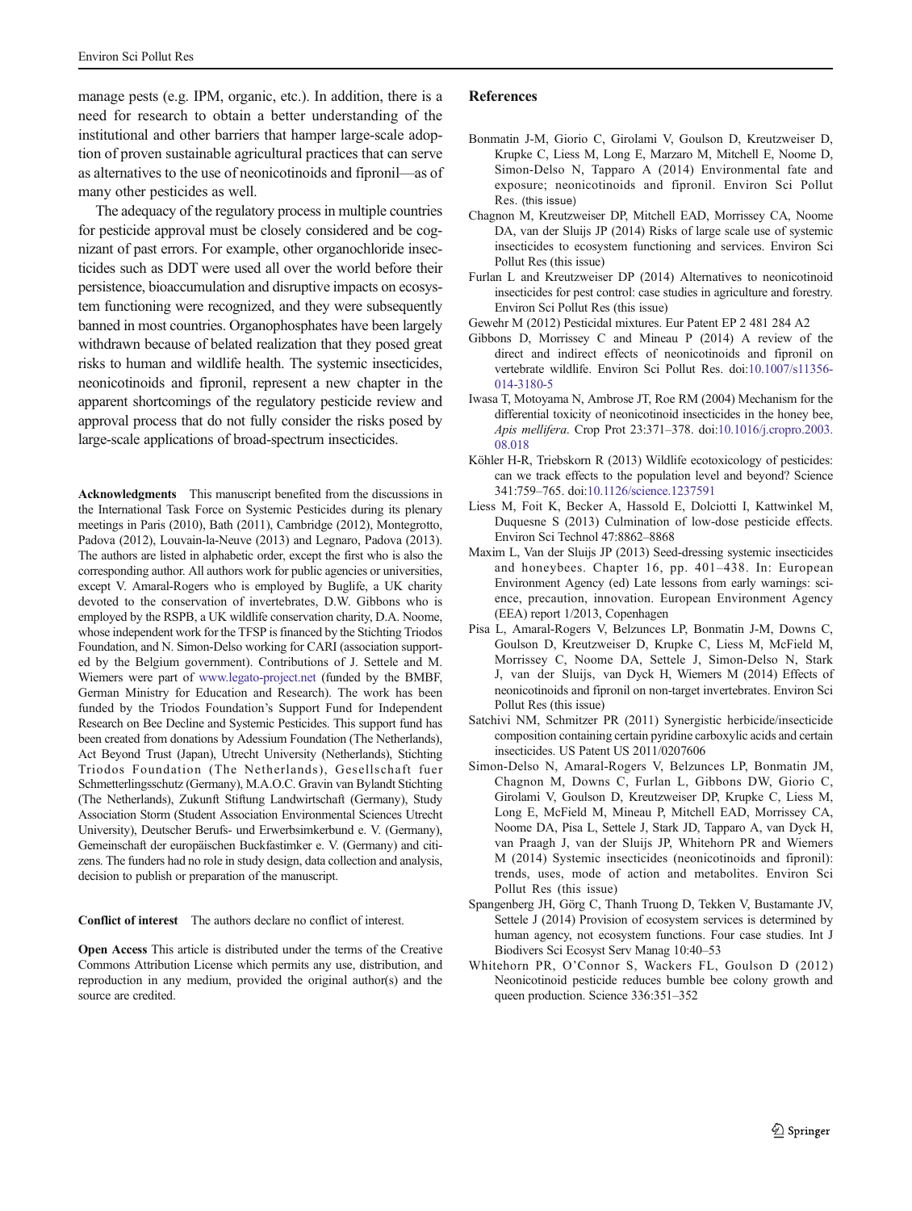manage pests (e.g. IPM, organic, etc.). In addition, there is a need for research to obtain a better understanding of the institutional and other barriers that hamper large-scale adoption of proven sustainable agricultural practices that can serve as alternatives to the use of neonicotinoids and fipronil—as of many other pesticides as well.

The adequacy of the regulatory process in multiple countries for pesticide approval must be closely considered and be cognizant of past errors. For example, other organochloride insecticides such as DDT were used all over the world before their persistence, bioaccumulation and disruptive impacts on ecosystem functioning were recognized, and they were subsequently banned in most countries. Organophosphates have been largely withdrawn because of belated realization that they posed great risks to human and wildlife health. The systemic insecticides, neonicotinoids and fipronil, represent a new chapter in the apparent shortcomings of the regulatory pesticide review and approval process that do not fully consider the risks posed by large-scale applications of broad-spectrum insecticides.

**Acknowledgments** This manuscript benefited from the discussions in the International Task Force on Systemic Pesticides during its plenary meetings in Paris (2010), Bath (2011), Cambridge (2012), Montegrotto, Padova (2012), Louvain-la-Neuve (2013) and Legnaro, Padova (2013). The authors are listed in alphabetic order, except the first who is also the corresponding author. All authors work for public agencies or universities, except V. Amaral-Rogers who is employed by Buglife, a UK charity devoted to the conservation of invertebrates, D.W. Gibbons who is employed by the RSPB, a UK wildlife conservation charity, D.A. Noome, whose independent work for the TFSP is financed by the Stichting Triodos Foundation, and N. Simon-Delso working for CARI (association supported by the Belgium government). Contributions of J. Settele and M. Wiemers were part of www.legato-project.net (funded by the BMBF, German Ministry for Education and Research). The work has been funded by the Triodos Foundation's Support Fund for Independent Research on Bee Decline and Systemic Pesticides. This support fund has been created from donations by Adessium Foundation (The Netherlands), Act Beyond Trust (Japan), Utrecht University (Netherlands), Stichting Triodos Foundation (The Netherlands), Gesellschaft fuer Schmetterlingsschutz (Germany), M.A.O.C. Gravin van Bylandt Stichting (The Netherlands), Zukunft Stiftung Landwirtschaft (Germany), Study Association Storm (Student Association Environmental Sciences Utrecht University), Deutscher Berufs- und Erwerbsimkerbund e. V. (Germany), Gemeinschaft der europäischen Buckfastimker e. V. (Germany) and citizens. The funders had no role in study design, data collection and analysis, decision to publish or preparation of the manuscript.

**Conflict of interest** The authors declare no conflict of interest.

**Open Access** This article is distributed under the terms of the Creative Commons Attribution License which permits any use, distribution, and reproduction in any medium, provided the original author(s) and the source are credited.

## References

Bonmatin J-M, Giorio C, Girolami V, Goulson D, Kreutzweiser D, Krupke C, Liess M, Long E, Marzaro M, Mitchell E, Noome D, Simon-Delso N, Tapparo A (2014) Environmental fate and exposure; neonicotinoids and fipronil. Environ Sci Pollut Res. (this issue)

Chagnon M, Kreutzweiser DP, Mitchell EAD, Morrissey CA, Noome DA, van der Sluijs JP (2014) Risks of large scale use of systemic insecticides to ecosystem functioning and services. Environ Sci Pollut Res (this issue)

Furlan L and Kreutzweiser DP (2014) Alternatives to neonicotinoid insecticides for pest control: case studies in agriculture and forestry. Environ Sci Pollut Res (this issue)

Gewehr M (2012) Pesticidal mixtures. Eur Patent EP 2 481 284 A2

Gibbons D, Morrissey C and Mineau P (2014) A review of the direct and indirect effects of neonicotinoids and fipronil on vertebrate wildlife. Environ Sci Pollut Res. doi:10.1007/s11356-014-3180-5

Iwasa T, Motoyama N, Ambrose JT, Roe RM (2004) Mechanism for the differential toxicity of neonicotinoid insecticides in the honey bee, *Apis mellifera*. Crop Prot 23:371–378. doi:10.1016/j.cropro.2003.08.018

Köhler H-R, Triebskorn R (2013) Wildlife ecotoxicology of pesticides: can we track effects to the population level and beyond? Science 341:759–765. doi:10.1126/science.1237591

Liess M, Foit K, Becker A, Hassold E, Dolciotti I, Kattwinkel M, Duquesne S (2013) Culmination of low-dose pesticide effects. Environ Sci Technol 47:8862–8868

Maxim L, Van der Sluijs JP (2013) Seed-dressing systemic insecticides and honeybees. Chapter 16, pp. 401–438. In: European Environment Agency (ed) Late lessons from early warnings: science, precaution, innovation. European Environment Agency (EEA) report 1/2013, Copenhagen

Pisa L, Amaral-Rogers V, Belzunces LP, Bonmatin J-M, Downs C, Goulson D, Kreutzweiser D, Krupke C, Liess M, McField M, Morrissey C, Noome DA, Settele J, Simon-Delso N, Stark J, van der Sluijs, van Dyck H, Wiemers M (2014) Effects of neonicotinoids and fipronil on non-target invertebrates. Environ Sci Pollut Res (this issue)

Satchivi NM, Schmitzer PR (2011) Synergistic herbicide/insecticide composition containing certain pyridine carboxylic acids and certain insecticides. US Patent US 2011/0207606

Simon-Delso N, Amaral-Rogers V, Belzunces LP, Bonmatin JM, Chagnon M, Downs C, Furlan L, Gibbons DW, Giorio C, Girolami V, Goulson D, Kreutzweiser DP, Krupke C, Liess M, Long E, McField M, Mineau P, Mitchell EAD, Morrissey CA, Noome DA, Pisa L, Settele J, Stark JD, Tapparo A, van Dyck H, van Praagh J, van der Sluijs JP, Whitehorn PR and Wiemers M (2014) Systemic insecticides (neonicotinoids and fipronil): trends, uses, mode of action and metabolites. Environ Sci Pollut Res (this issue)

Spangenberg JH, Görg C, Thanh Truong D, Tekken V, Bustamante JV, Settele J (2014) Provision of ecosystem services is determined by human agency, not ecosystem functions. Four case studies. Int J Biodivers Sci Ecosyst Serv Manag 10:40–53

Whitehorn PR, O'Connor S, Wackers FL, Goulson D (2012) Neonicotinoid pesticide reduces bumble bee colony growth and queen production. Science 336:351–352